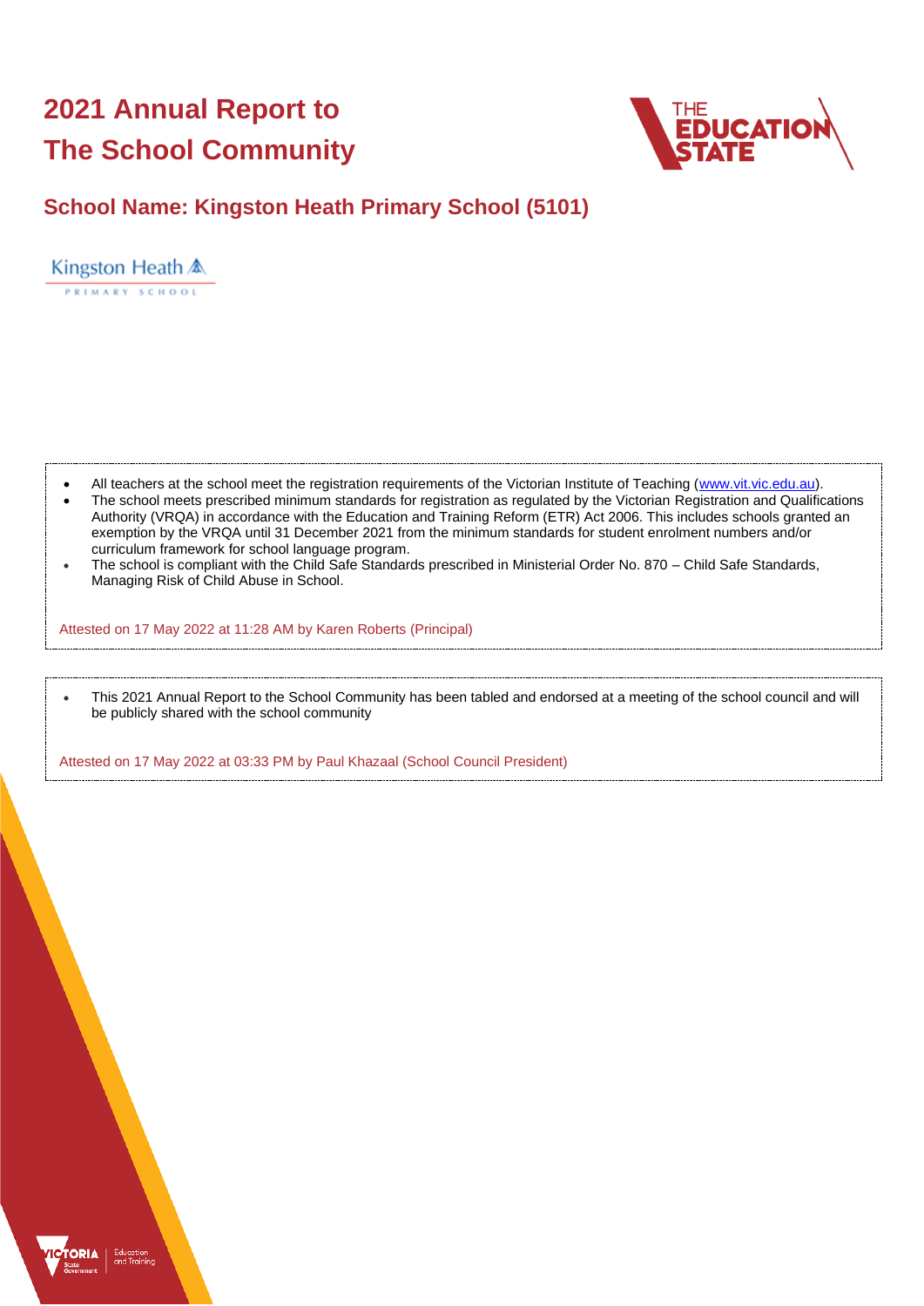# 2021 Annual Report to The School Community

## School Name: Kingston Heath Primary School (5101)

- All teachers at the school meet the registration requirements of the Victorian Institute of Teaching (www.vit.vic.edu.au).
- The school meets prescribed minimum standards for registration as regulated by the Victorian Registration and Qualifications Authority (VRQA) in accordance with the Education and Training Reform (ETR) Act 2006. This includes schools granted an exemption by the VRQA until 31 December 2021 from the minimum standards for student enrolment numbers and/or curriculum framework for school language program.
- The school is compliant with the Child Safe Standards prescribed in Ministerial Order No. 870 – Child Safe Standards, Managing Risk of Child Abuse in School.

Attested on 17 May 2022 at 11:28 AM by Karen Roberts (Principal)

- This 2021 Annual Report to the School Community has been tabled and endorsed at a meeting of the school council and will be publicly shared with the school community

Attested on 17 May 2022 at 03:33 PM by Paul Khazaal (School Council President)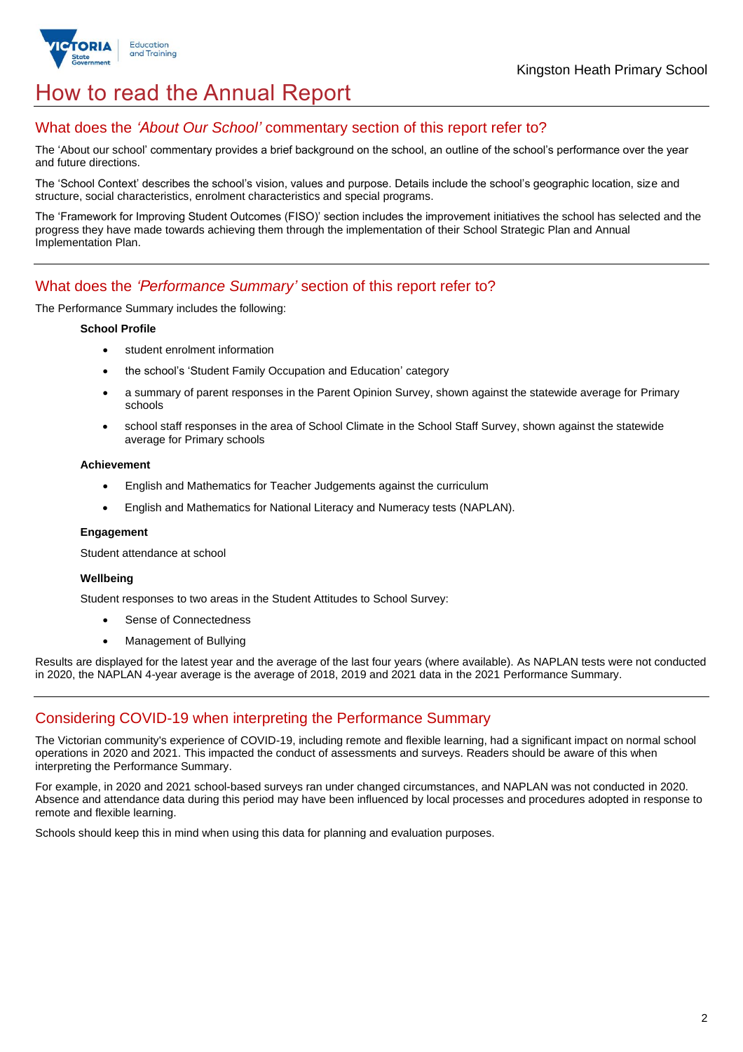# How to read the Annual Report

## What does the *'About Our School'* commentary section of this report refer to?

The 'About our school' commentary provides a brief background on the school, an outline of the school's performance over the year and future directions.

The 'School Context' describes the school's vision, values and purpose. Details include the school's geographic location, size and structure, social characteristics, enrolment characteristics and special programs.

The 'Framework for Improving Student Outcomes (FISO)' section includes the improvement initiatives the school has selected and the progress they have made towards achieving them through the implementation of their School Strategic Plan and Annual Implementation Plan.

## What does the *'Performance Summary'* section of this report refer to?

The Performance Summary includes the following:

**School Profile**

- student enrolment information
- the school's 'Student Family Occupation and Education' category
- a summary of parent responses in the Parent Opinion Survey, shown against the statewide average for Primary schools
- school staff responses in the area of School Climate in the School Staff Survey, shown against the statewide average for Primary schools

**Achievement**

- English and Mathematics for Teacher Judgements against the curriculum
- English and Mathematics for National Literacy and Numeracy tests (NAPLAN).

**Engagement**

Student attendance at school

**Wellbeing**

Student responses to two areas in the Student Attitudes to School Survey:

- Sense of Connectedness
- Management of Bullying

Results are displayed for the latest year and the average of the last four years (where available). As NAPLAN tests were not conducted in 2020, the NAPLAN 4-year average is the average of 2018, 2019 and 2021 data in the 2021 Performance Summary.

## Considering COVID-19 when interpreting the Performance Summary

The Victorian community's experience of COVID-19, including remote and flexible learning, had a significant impact on normal school operations in 2020 and 2021. This impacted the conduct of assessments and surveys. Readers should be aware of this when interpreting the Performance Summary.

For example, in 2020 and 2021 school-based surveys ran under changed circumstances, and NAPLAN was not conducted in 2020. Absence and attendance data during this period may have been influenced by local processes and procedures adopted in response to remote and flexible learning.

Schools should keep this in mind when using this data for planning and evaluation purposes.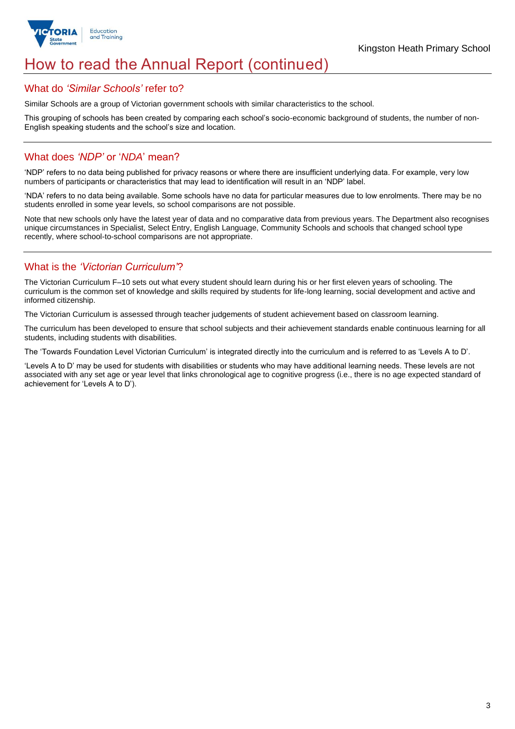# How to read the Annual Report (continued)

## What do *'Similar Schools'* refer to?

Similar Schools are a group of Victorian government schools with similar characteristics to the school.

This grouping of schools has been created by comparing each school's socio-economic background of students, the number of non-English speaking students and the school's size and location.

## What does *'NDP'* or '*NDA*' mean?

'NDP' refers to no data being published for privacy reasons or where there are insufficient underlying data. For example, very low numbers of participants or characteristics that may lead to identification will result in an 'NDP' label.

'NDA' refers to no data being available. Some schools have no data for particular measures due to low enrolments. There may be no students enrolled in some year levels, so school comparisons are not possible.

Note that new schools only have the latest year of data and no comparative data from previous years. The Department also recognises unique circumstances in Specialist, Select Entry, English Language, Community Schools and schools that changed school type recently, where school-to-school comparisons are not appropriate.

## What is the *'Victorian Curriculum'*?

The Victorian Curriculum F–10 sets out what every student should learn during his or her first eleven years of schooling. The curriculum is the common set of knowledge and skills required by students for life-long learning, social development and active and informed citizenship.

The Victorian Curriculum is assessed through teacher judgements of student achievement based on classroom learning.

The curriculum has been developed to ensure that school subjects and their achievement standards enable continuous learning for all students, including students with disabilities.

The 'Towards Foundation Level Victorian Curriculum' is integrated directly into the curriculum and is referred to as 'Levels A to D'.

'Levels A to D' may be used for students with disabilities or students who may have additional learning needs. These levels are not associated with any set age or year level that links chronological age to cognitive progress (i.e., there is no age expected standard of achievement for 'Levels A to D').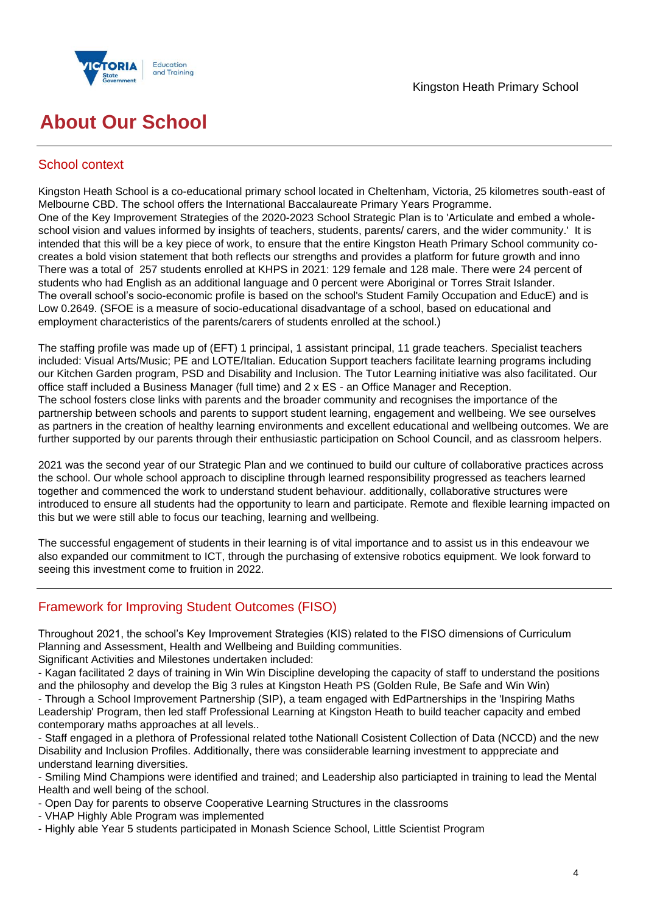# About Our School

## School context

Kingston Heath School is a co-educational primary school located in Cheltenham, Victoria, 25 kilometres south-east of Melbourne CBD. The school offers the International Baccalaureate Primary Years Programme.
One of the Key Improvement Strategies of the 2020-2023 School Strategic Plan is to 'Articulate and embed a whole-school vision and values informed by insights of teachers, students, parents/ carers, and the wider community.' It is intended that this will be a key piece of work, to ensure that the entire Kingston Heath Primary School community co-creates a bold vision statement that both reflects our strengths and provides a platform for future growth and inno
There was a total of 257 students enrolled at KHPS in 2021: 129 female and 128 male. There were 24 percent of students who had English as an additional language and 0 percent were Aboriginal or Torres Strait Islander.
The overall school's socio-economic profile is based on the school's Student Family Occupation and EducE) and is Low 0.2649. (SFOE is a measure of socio-educational disadvantage of a school, based on educational and employment characteristics of the parents/carers of students enrolled at the school.)

The staffing profile was made up of (EFT) 1 principal, 1 assistant principal, 11 grade teachers. Specialist teachers included: Visual Arts/Music; PE and LOTE/Italian. Education Support teachers facilitate learning programs including our Kitchen Garden program, PSD and Disability and Inclusion. The Tutor Learning initiative was also facilitated. Our office staff included a Business Manager (full time) and 2 x ES - an Office Manager and Reception.
The school fosters close links with parents and the broader community and recognises the importance of the partnership between schools and parents to support student learning, engagement and wellbeing. We see ourselves as partners in the creation of healthy learning environments and excellent educational and wellbeing outcomes. We are further supported by our parents through their enthusiastic participation on School Council, and as classroom helpers.

2021 was the second year of our Strategic Plan and we continued to build our culture of collaborative practices across the school. Our whole school approach to discipline through learned responsibility progressed as teachers learned together and commenced the work to understand student behaviour. additionally, collaborative structures were introduced to ensure all students had the opportunity to learn and participate. Remote and flexible learning impacted on this but we were still able to focus our teaching, learning and wellbeing.

The successful engagement of students in their learning is of vital importance and to assist us in this endeavour we also expanded our commitment to ICT, through the purchasing of extensive robotics equipment. We look forward to seeing this investment come to fruition in 2022.

## Framework for Improving Student Outcomes (FISO)

Throughout 2021, the school's Key Improvement Strategies (KIS) related to the FISO dimensions of Curriculum Planning and Assessment, Health and Wellbeing and Building communities.
Significant Activities and Milestones undertaken included:
- Kagan facilitated 2 days of training in Win Win Discipline developing the capacity of staff to understand the positions and the philosophy and develop the Big 3 rules at Kingston Heath PS (Golden Rule, Be Safe and Win Win)
- Through a School Improvement Partnership (SIP), a team engaged with EdPartnerships in the 'Inspiring Maths Leadership' Program, then led staff Professional Learning at Kingston Heath to build teacher capacity and embed contemporary maths approaches at all levels..
- Staff engaged in a plethora of Professional related tothe Nationall Cosistent Collection of Data (NCCD) and the new Disability and Inclusion Profiles. Additionally, there was consiiderable learning investment to apppreciate and understand learning diversities.
- Smiling Mind Champions were identified and trained; and Leadership also particiapted in training to lead the Mental Health and well being of the school.
- Open Day for parents to observe Cooperative Learning Structures in the classrooms
- VHAP Highly Able Program was implemented
- Highly able Year 5 students participated in Monash Science School, Little Scientist Program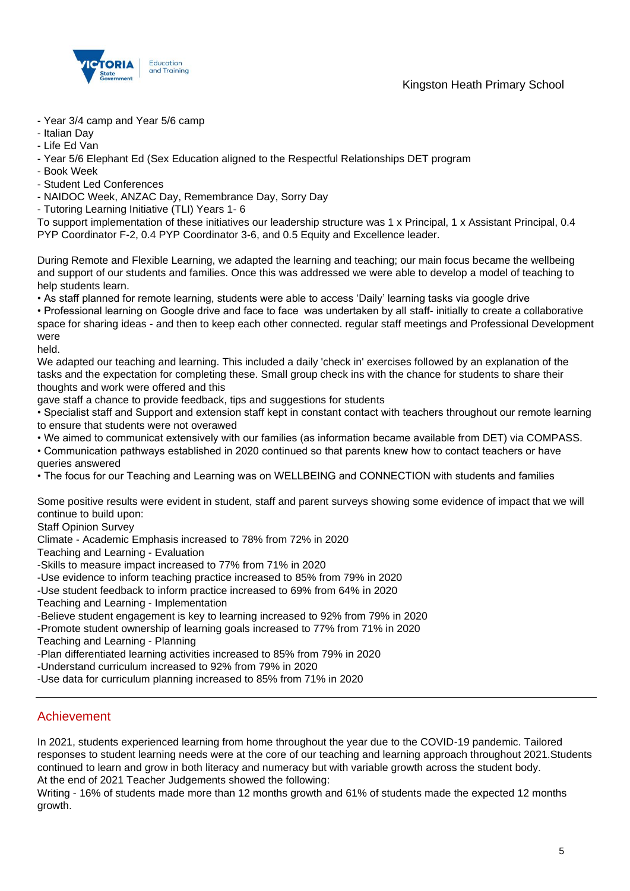- Year 3/4 camp and Year 5/6 camp
- Italian Day
- Life Ed Van
- Year 5/6 Elephant Ed (Sex Education aligned to the Respectful Relationships DET program
- Book Week
- Student Led Conferences
- NAIDOC Week, ANZAC Day, Remembrance Day, Sorry Day
- Tutoring Learning Initiative (TLI) Years 1- 6

To support implementation of these initiatives our leadership structure was 1 x Principal, 1 x Assistant Principal, 0.4 PYP Coordinator F-2, 0.4 PYP Coordinator 3-6, and 0.5 Equity and Excellence leader.

During Remote and Flexible Learning, we adapted the learning and teaching; our main focus became the wellbeing and support of our students and families. Once this was addressed we were able to develop a model of teaching to help students learn.

• As staff planned for remote learning, students were able to access 'Daily' learning tasks via google drive
• Professional learning on Google drive and face to face was undertaken by all staff- initially to create a collaborative space for sharing ideas - and then to keep each other connected. regular staff meetings and Professional Development were held.

We adapted our teaching and learning. This included a daily 'check in' exercises followed by an explanation of the tasks and the expectation for completing these. Small group check ins with the chance for students to share their thoughts and work were offered and this gave staff a chance to provide feedback, tips and suggestions for students

• Specialist staff and Support and extension staff kept in constant contact with teachers throughout our remote learning to ensure that students were not overawed
• We aimed to communicat extensively with our families (as information became available from DET) via COMPASS.
• Communication pathways established in 2020 continued so that parents knew how to contact teachers or have queries answered
• The focus for our Teaching and Learning was on WELLBEING and CONNECTION with students and families

Some positive results were evident in student, staff and parent surveys showing some evidence of impact that we will continue to build upon:

Staff Opinion Survey
Climate - Academic Emphasis increased to 78% from 72% in 2020
Teaching and Learning - Evaluation
-Skills to measure impact increased to 77% from 71% in 2020
-Use evidence to inform teaching practice increased to 85% from 79% in 2020
-Use student feedback to inform practice increased to 69% from 64% in 2020
Teaching and Learning - Implementation
-Believe student engagement is key to learning increased to 92% from 79% in 2020
-Promote student ownership of learning goals increased to 77% from 71% in 2020
Teaching and Learning - Planning
-Plan differentiated learning activities increased to 85% from 79% in 2020
-Understand curriculum increased to 92% from 79% in 2020
-Use data for curriculum planning increased to 85% from 71% in 2020

## Achievement

In 2021, students experienced learning from home throughout the year due to the COVID-19 pandemic. Tailored responses to student learning needs were at the core of our teaching and learning approach throughout 2021.Students continued to learn and grow in both literacy and numeracy but with variable growth across the student body.
At the end of 2021 Teacher Judgements showed the following:
Writing - 16% of students made more than 12 months growth and 61% of students made the expected 12 months growth.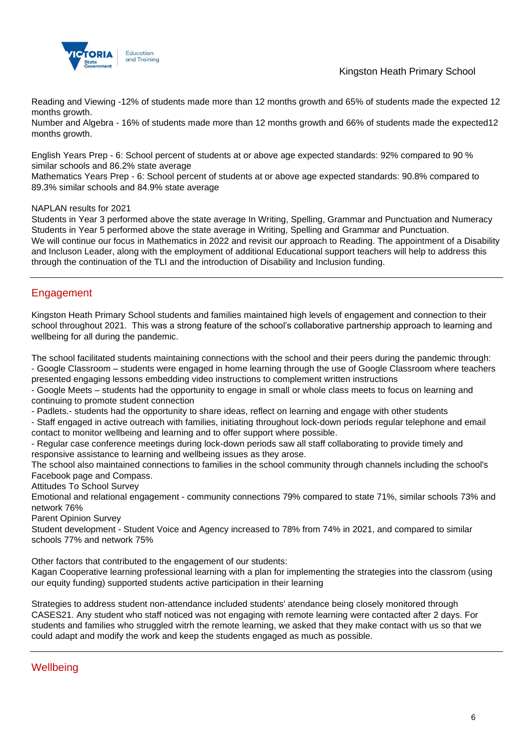Reading and Viewing -12% of students made more than 12 months growth and 65% of students made the expected 12 months growth.
Number and Algebra - 16% of students made more than 12 months growth and 66% of students made the expected12 months growth.

English Years Prep - 6: School percent of students at or above age expected standards: 92% compared to 90 % similar schools and 86.2% state average
Mathematics Years Prep - 6: School percent of students at or above age expected standards: 90.8% compared to 89.3% similar schools and 84.9% state average

NAPLAN results for 2021
Students in Year 3 performed above the state average In Writing, Spelling, Grammar and Punctuation and Numeracy
Students in Year 5 performed above the state average in Writing, Spelling and Grammar and Punctuation.
We will continue our focus in Mathematics in 2022 and revisit our approach to Reading. The appointment of a Disability and Incluson Leader, along with the employment of additional Educational support teachers will help to address this through the continuation of the TLI and the introduction of Disability and Inclusion funding.

## Engagement

Kingston Heath Primary School students and families maintained high levels of engagement and connection to their school throughout 2021. This was a strong feature of the school's collaborative partnership approach to learning and wellbeing for all during the pandemic.

The school facilitated students maintaining connections with the school and their peers during the pandemic through:
- Google Classroom – students were engaged in home learning through the use of Google Classroom where teachers presented engaging lessons embedding video instructions to complement written instructions
- Google Meets – students had the opportunity to engage in small or whole class meets to focus on learning and continuing to promote student connection
- Padlets.- students had the opportunity to share ideas, reflect on learning and engage with other students
- Staff engaged in active outreach with families, initiating throughout lock-down periods regular telephone and email contact to monitor wellbeing and learning and to offer support where possible.
- Regular case conference meetings during lock-down periods saw all staff collaborating to provide timely and responsive assistance to learning and wellbeing issues as they arose.

The school also maintained connections to families in the school community through channels including the school's Facebook page and Compass.
Attitudes To School Survey
Emotional and relational engagement - community connections 79% compared to state 71%, similar schools 73% and network 76%
Parent Opinion Survey
Student development - Student Voice and Agency increased to 78% from 74% in 2021, and compared to similar schools 77% and network 75%

Other factors that contributed to the engagement of our students:
Kagan Cooperative learning professional learning with a plan for implementing the strategies into the classrom (using our equity funding) supported students active participation in their learning

Strategies to address student non-attendance included students' atendance being closely monitored through CASES21. Any student who staff noticed was not engaging with remote learning were contacted after 2 days. For students and families who struggled witrh the remote learning, we asked that they make contact with us so that we could adapt and modify the work and keep the students engaged as much as possible.

## Wellbeing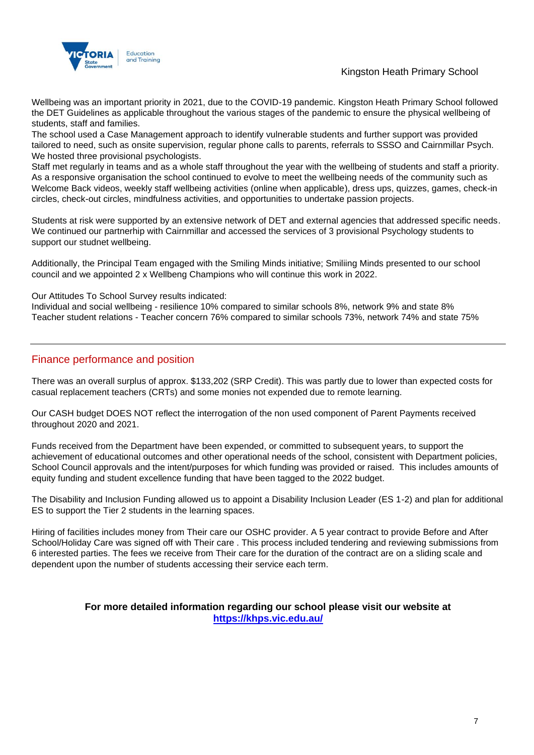Wellbeing was an important priority in 2021, due to the COVID-19 pandemic. Kingston Heath Primary School followed the DET Guidelines as applicable throughout the various stages of the pandemic to ensure the physical wellbeing of students, staff and families.
The school used a Case Management approach to identify vulnerable students and further support was provided tailored to need, such as onsite supervision, regular phone calls to parents, referrals to SSSO and Cairnmillar Psych. We hosted three provisional psychologists.
Staff met regularly in teams and as a whole staff throughout the year with the wellbeing of students and staff a priority. As a responsive organisation the school continued to evolve to meet the wellbeing needs of the community such as Welcome Back videos, weekly staff wellbeing activities (online when applicable), dress ups, quizzes, games, check-in circles, check-out circles, mindfulness activities, and opportunities to undertake passion projects.

Students at risk were supported by an extensive network of DET and external agencies that addressed specific needs. We continued our partnerhip with Cairnmillar and accessed the services of 3 provisional Psychology students to support our studnet wellbeing.

Additionally, the Principal Team engaged with the Smiling Minds initiative; Smiliing Minds presented to our school council and we appointed 2 x Wellbeng Champions who will continue this work in 2022.

Our Attitudes To School Survey results indicated:
Individual and social wellbeing - resilience 10% compared to similar schools 8%, network 9% and state 8%
Teacher student relations - Teacher concern 76% compared to similar schools 73%, network 74% and state 75%

## Finance performance and position

There was an overall surplus of approx. $133,202 (SRP Credit). This was partly due to lower than expected costs for casual replacement teachers (CRTs) and some monies not expended due to remote learning.

Our CASH budget DOES NOT reflect the interrogation of the non used component of Parent Payments received throughout 2020 and 2021.

Funds received from the Department have been expended, or committed to subsequent years, to support the achievement of educational outcomes and other operational needs of the school, consistent with Department policies, School Council approvals and the intent/purposes for which funding was provided or raised. This includes amounts of equity funding and student excellence funding that have been tagged to the 2022 budget.

The Disability and Inclusion Funding allowed us to appoint a Disability Inclusion Leader (ES 1-2) and plan for additional ES to support the Tier 2 students in the learning spaces.

Hiring of facilities includes money from Their care our OSHC provider. A 5 year contract to provide Before and After School/Holiday Care was signed off with Their care . This process included tendering and reviewing submissions from 6 interested parties. The fees we receive from Their care for the duration of the contract are on a sliding scale and dependent upon the number of students accessing their service each term.

**For more detailed information regarding our school please visit our website at**
**[https://khps.vic.edu.au/](https://khps.vic.edu.au/)**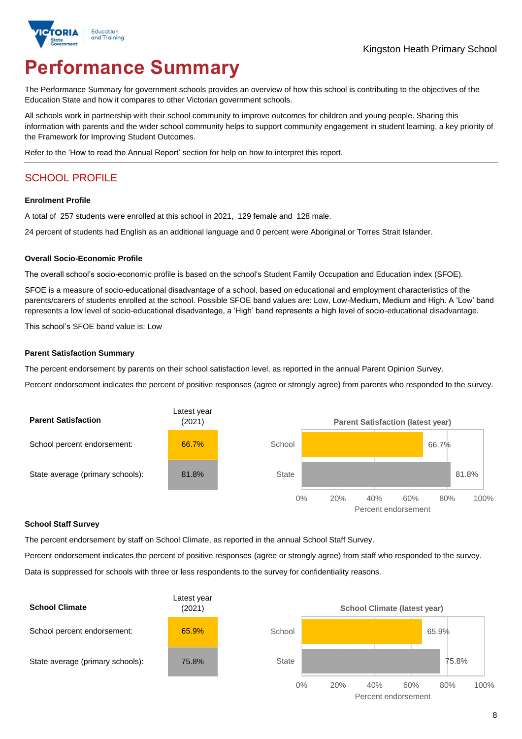Kingston Heath Primary School

# Performance Summary

The Performance Summary for government schools provides an overview of how this school is contributing to the objectives of the Education State and how it compares to other Victorian government schools.

All schools work in partnership with their school community to improve outcomes for children and young people. Sharing this information with parents and the wider school community helps to support community engagement in student learning, a key priority of the Framework for Improving Student Outcomes.

Refer to the 'How to read the Annual Report' section for help on how to interpret this report.

## SCHOOL PROFILE

### Enrolment Profile

A total of 257 students were enrolled at this school in 2021, 129 female and 128 male.

24 percent of students had English as an additional language and 0 percent were Aboriginal or Torres Strait Islander.

### Overall Socio-Economic Profile

The overall school's socio-economic profile is based on the school's Student Family Occupation and Education index (SFOE).

SFOE is a measure of socio-educational disadvantage of a school, based on educational and employment characteristics of the parents/carers of students enrolled at the school. Possible SFOE band values are: Low, Low-Medium, Medium and High. A 'Low' band represents a low level of socio-educational disadvantage, a 'High' band represents a high level of socio-educational disadvantage.

This school's SFOE band value is: Low

### Parent Satisfaction Summary

The percent endorsement by parents on their school satisfaction level, as reported in the annual Parent Opinion Survey.

Percent endorsement indicates the percent of positive responses (agree or strongly agree) from parents who responded to the survey.

| Parent Satisfaction | Latest year (2021) |
|---|---|
| School percent endorsement: | 66.7% |
| State average (primary schools): | 81.8% |

**Parent Satisfaction (latest year)**

| | Percent endorsement |
|---|---|
| School | 66.7% |
| State | 81.8% |

### School Staff Survey

The percent endorsement by staff on School Climate, as reported in the annual School Staff Survey.

Percent endorsement indicates the percent of positive responses (agree or strongly agree) from staff who responded to the survey.

Data is suppressed for schools with three or less respondents to the survey for confidentiality reasons.

| School Climate | Latest year (2021) |
|---|---|
| School percent endorsement: | 65.9% |
| State average (primary schools): | 75.8% |

**School Climate (latest year)**

| | Percent endorsement |
|---|---|
| School | 65.9% |
| State | 75.8% |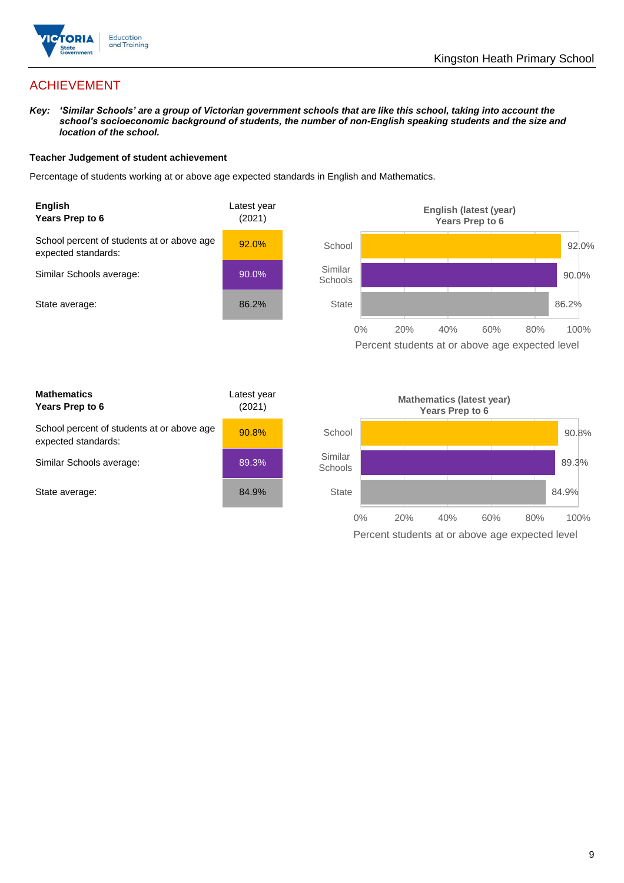## ACHIEVEMENT

***Key:** 'Similar Schools' are a group of Victorian government schools that are like this school, taking into account the school's socioeconomic background of students, the number of non-English speaking students and the size and location of the school.*

**Teacher Judgement of student achievement**

Percentage of students working at or above age expected standards in English and Mathematics.

| **English**<br>**Years Prep to 6** | Latest year (2021) |
|---|---|
| School percent of students at or above age expected standards: | 92.0% |
| Similar Schools average: | 90.0% |
| State average: | 86.2% |

English (latest (year)
Years Prep to 6

| | Percent students at or above age expected level |
|---|---|
| School | 92.0% |
| Similar Schools | 90.0% |
| State | 86.2% |

| **Mathematics**<br>**Years Prep to 6** | Latest year (2021) |
|---|---|
| School percent of students at or above age expected standards: | 90.8% |
| Similar Schools average: | 89.3% |
| State average: | 84.9% |

Mathematics (latest year)
Years Prep to 6

| | Percent students at or above age expected level |
|---|---|
| School | 90.8% |
| Similar Schools | 89.3% |
| State | 84.9% |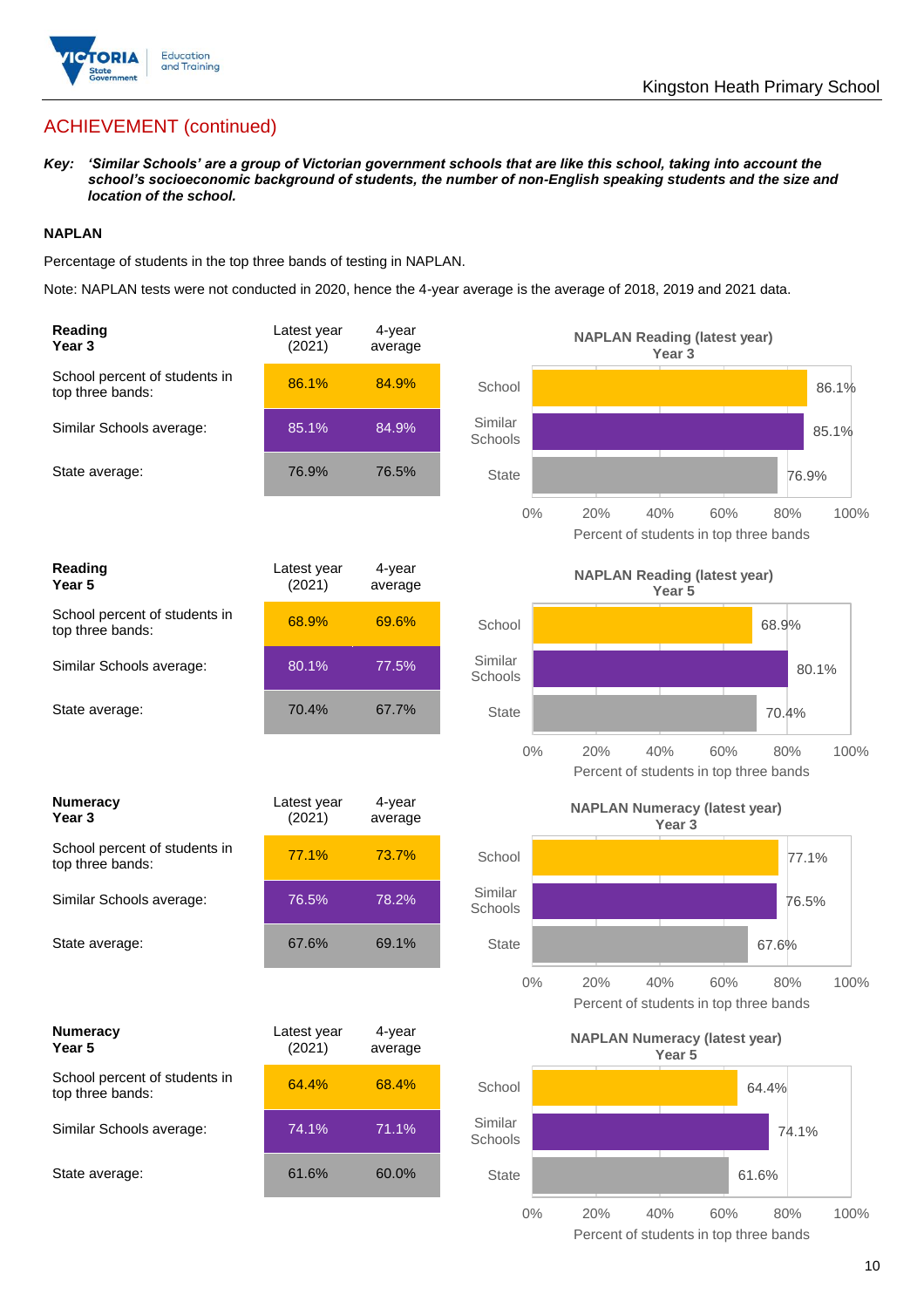## ACHIEVEMENT (continued)

***Key:** 'Similar Schools' are a group of Victorian government schools that are like this school, taking into account the school's socioeconomic background of students, the number of non-English speaking students and the size and location of the school.*

### NAPLAN

Percentage of students in the top three bands of testing in NAPLAN.

Note: NAPLAN tests were not conducted in 2020, hence the 4-year average is the average of 2018, 2019 and 2021 data.

| **Reading Year 3** | Latest year (2021) | 4-year average |
|---|---|---|
| School percent of students in top three bands: | 86.1% | 84.9% |
| Similar Schools average: | 85.1% | 84.9% |
| State average: | 76.9% | 76.5% |

**NAPLAN Reading (latest year) Year 3**

| | Percent of students in top three bands |
|---|---|
| School | 86.1% |
| Similar Schools | 85.1% |
| State | 76.9% |

| **Reading Year 5** | Latest year (2021) | 4-year average |
|---|---|---|
| School percent of students in top three bands: | 68.9% | 69.6% |
| Similar Schools average: | 80.1% | 77.5% |
| State average: | 70.4% | 67.7% |

**NAPLAN Reading (latest year) Year 5**

| | Percent of students in top three bands |
|---|---|
| School | 68.9% |
| Similar Schools | 80.1% |
| State | 70.4% |

| **Numeracy Year 3** | Latest year (2021) | 4-year average |
|---|---|---|
| School percent of students in top three bands: | 77.1% | 73.7% |
| Similar Schools average: | 76.5% | 78.2% |
| State average: | 67.6% | 69.1% |

**NAPLAN Numeracy (latest year) Year 3**

| | Percent of students in top three bands |
|---|---|
| School | 77.1% |
| Similar Schools | 76.5% |
| State | 67.6% |

| **Numeracy Year 5** | Latest year (2021) | 4-year average |
|---|---|---|
| School percent of students in top three bands: | 64.4% | 68.4% |
| Similar Schools average: | 74.1% | 71.1% |
| State average: | 61.6% | 60.0% |

**NAPLAN Numeracy (latest year) Year 5**

| | Percent of students in top three bands |
|---|---|
| School | 64.4% |
| Similar Schools | 74.1% |
| State | 61.6% |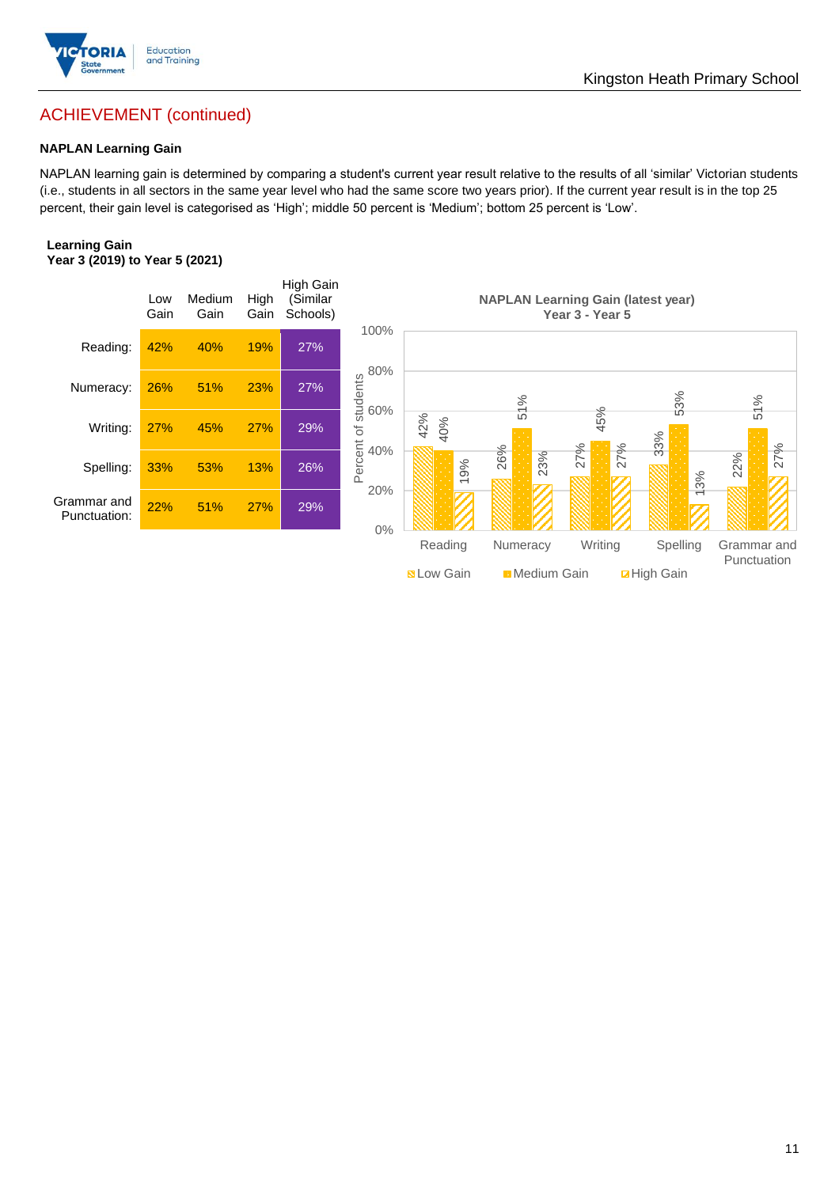## ACHIEVEMENT (continued)

### NAPLAN Learning Gain

NAPLAN learning gain is determined by comparing a student's current year result relative to the results of all 'similar' Victorian students (i.e., students in all sectors in the same year level who had the same score two years prior). If the current year result is in the top 25 percent, their gain level is categorised as 'High'; middle 50 percent is 'Medium'; bottom 25 percent is 'Low'.

**Learning Gain**
**Year 3 (2019) to Year 5 (2021)**

| | Low Gain | Medium Gain | High Gain | High Gain (Similar Schools) |
|---|---|---|---|---|
| Reading: | 42% | 40% | 19% | 27% |
| Numeracy: | 26% | 51% | 23% | 27% |
| Writing: | 27% | 45% | 27% | 29% |
| Spelling: | 33% | 53% | 13% | 26% |
| Grammar and Punctuation: | 22% | 51% | 27% | 29% |

**NAPLAN Learning Gain (latest year)**
**Year 3 - Year 5**

| | Low Gain | Medium Gain | High Gain |
|---|---|---|---|
| Reading | 42% | 40% | 19% |
| Numeracy | 26% | 51% | 23% |
| Writing | 27% | 45% | 27% |
| Spelling | 33% | 53% | 13% |
| Grammar and Punctuation | 22% | 51% | 27% |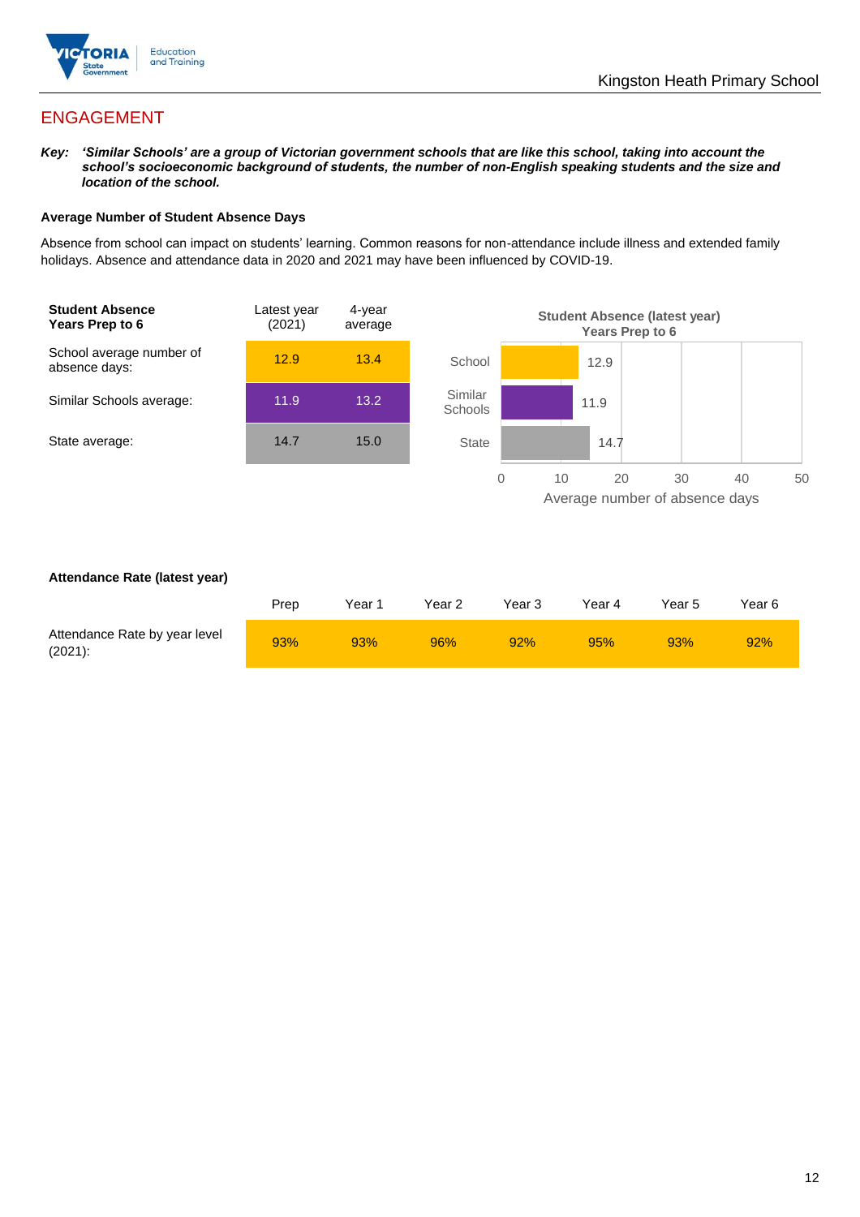## ENGAGEMENT

***Key:** 'Similar Schools' are a group of Victorian government schools that are like this school, taking into account the school's socioeconomic background of students, the number of non-English speaking students and the size and location of the school.*

### Average Number of Student Absence Days

Absence from school can impact on students' learning. Common reasons for non-attendance include illness and extended family holidays. Absence and attendance data in 2020 and 2021 may have been influenced by COVID-19.

| **Student Absence Years Prep to 6** | Latest year (2021) | 4-year average |
|---|---|---|
| School average number of absence days: | 12.9 | 13.4 |
| Similar Schools average: | 11.9 | 13.2 |
| State average: | 14.7 | 15.0 |

**Student Absence (latest year) Years Prep to 6**

| | Average number of absence days |
|---|---|
| School | 12.9 |
| Similar Schools | 11.9 |
| State | 14.7 |

**Attendance Rate (latest year)**

| | Prep | Year 1 | Year 2 | Year 3 | Year 4 | Year 5 | Year 6 |
|---|---|---|---|---|---|---|---|
| Attendance Rate by year level (2021): | 93% | 93% | 96% | 92% | 95% | 93% | 92% |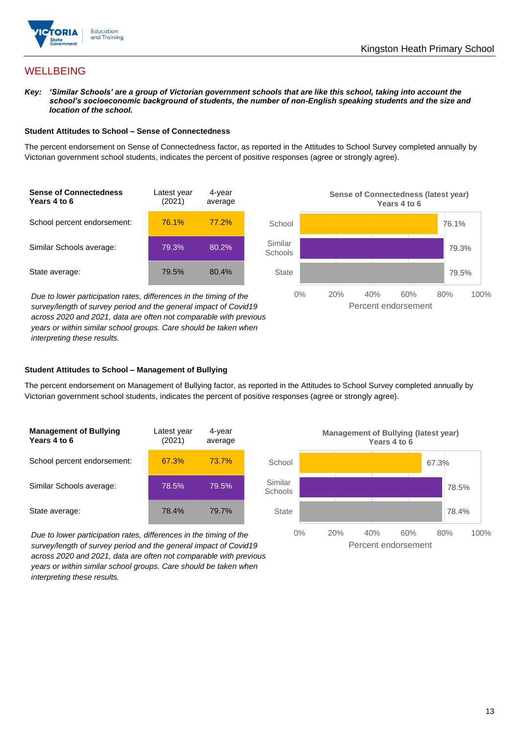## WELLBEING

***Key:*** ***'Similar Schools' are a group of Victorian government schools that are like this school, taking into account the school's socioeconomic background of students, the number of non-English speaking students and the size and location of the school.***

### Student Attitudes to School – Sense of Connectedness

The percent endorsement on Sense of Connectedness factor, as reported in the Attitudes to School Survey completed annually by Victorian government school students, indicates the percent of positive responses (agree or strongly agree).

| Sense of Connectedness Years 4 to 6 | Latest year (2021) | 4-year average |
|---|---|---|
| School percent endorsement: | 76.1% | 77.2% |
| Similar Schools average: | 79.3% | 80.2% |
| State average: | 79.5% | 80.4% |

*Due to lower participation rates, differences in the timing of the survey/length of survey period and the general impact of Covid19 across 2020 and 2021, data are often not comparable with previous years or within similar school groups. Care should be taken when interpreting these results.*

**Sense of Connectedness (latest year) Years 4 to 6**

| | Percent endorsement |
|---|---|
| School | 76.1% |
| Similar Schools | 79.3% |
| State | 79.5% |

### Student Attitudes to School – Management of Bullying

The percent endorsement on Management of Bullying factor, as reported in the Attitudes to School Survey completed annually by Victorian government school students, indicates the percent of positive responses (agree or strongly agree).

| Management of Bullying Years 4 to 6 | Latest year (2021) | 4-year average |
|---|---|---|
| School percent endorsement: | 67.3% | 73.7% |
| Similar Schools average: | 78.5% | 79.5% |
| State average: | 78.4% | 79.7% |

*Due to lower participation rates, differences in the timing of the survey/length of survey period and the general impact of Covid19 across 2020 and 2021, data are often not comparable with previous years or within similar school groups. Care should be taken when interpreting these results.*

**Management of Bullying (latest year) Years 4 to 6**

| | Percent endorsement |
|---|---|
| School | 67.3% |
| Similar Schools | 78.5% |
| State | 78.4% |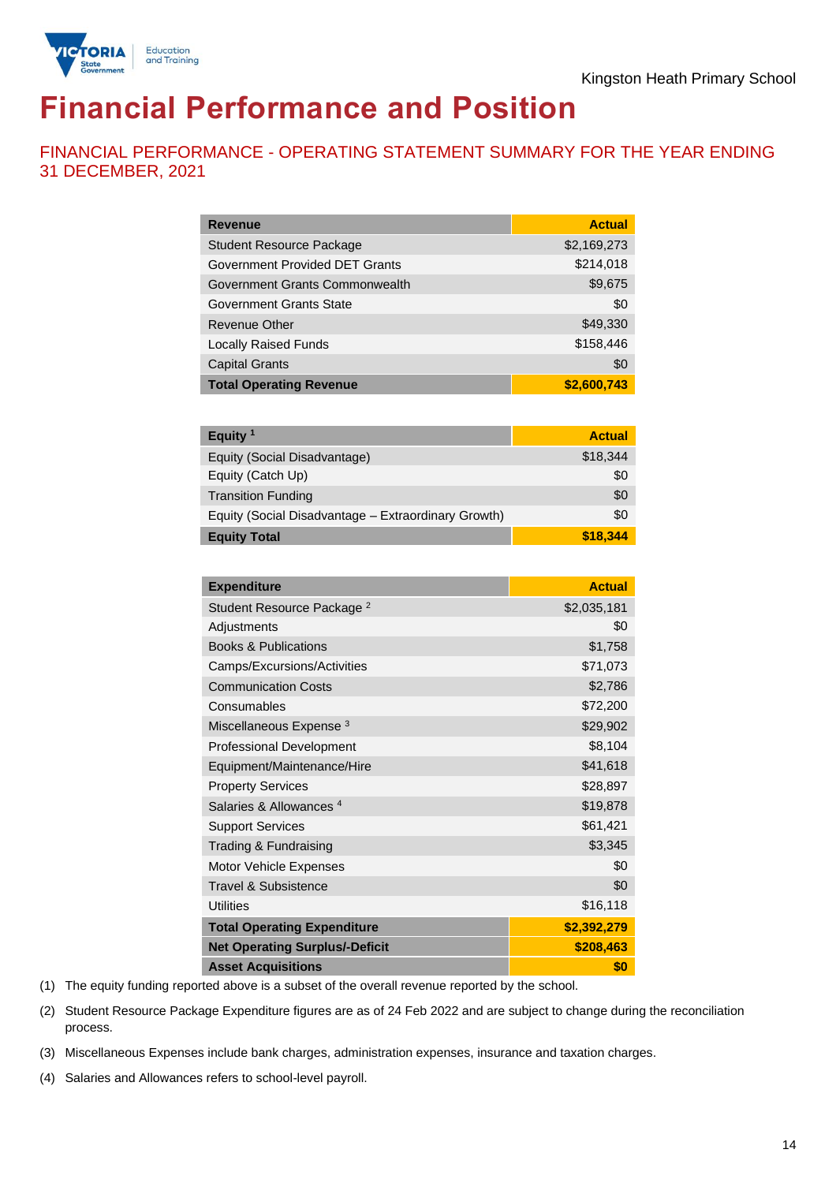# Financial Performance and Position

## FINANCIAL PERFORMANCE - OPERATING STATEMENT SUMMARY FOR THE YEAR ENDING 31 DECEMBER, 2021

| Revenue | Actual |
|---|---|
| Student Resource Package | $2,169,273 |
| Government Provided DET Grants | $214,018 |
| Government Grants Commonwealth | $9,675 |
| Government Grants State | $0 |
| Revenue Other | $49,330 |
| Locally Raised Funds | $158,446 |
| Capital Grants | $0 |
| **Total Operating Revenue** | **$2,600,743** |

| Equity [1] | Actual |
|---|---|
| Equity (Social Disadvantage) | $18,344 |
| Equity (Catch Up) | $0 |
| Transition Funding | $0 |
| Equity (Social Disadvantage – Extraordinary Growth) | $0 |
| **Equity Total** | **$18,344** |

| Expenditure | Actual |
|---|---|
| Student Resource Package [2] | $2,035,181 |
| Adjustments | $0 |
| Books & Publications | $1,758 |
| Camps/Excursions/Activities | $71,073 |
| Communication Costs | $2,786 |
| Consumables | $72,200 |
| Miscellaneous Expense [3] | $29,902 |
| Professional Development | $8,104 |
| Equipment/Maintenance/Hire | $41,618 |
| Property Services | $28,897 |
| Salaries & Allowances [4] | $19,878 |
| Support Services | $61,421 |
| Trading & Fundraising | $3,345 |
| Motor Vehicle Expenses | $0 |
| Travel & Subsistence | $0 |
| Utilities | $16,118 |
| **Total Operating Expenditure** | **$2,392,279** |
| **Net Operating Surplus/-Deficit** | **$208,463** |
| **Asset Acquisitions** | **$0** |

(1) The equity funding reported above is a subset of the overall revenue reported by the school.

(2) Student Resource Package Expenditure figures are as of 24 Feb 2022 and are subject to change during the reconciliation process.

(3) Miscellaneous Expenses include bank charges, administration expenses, insurance and taxation charges.

(4) Salaries and Allowances refers to school-level payroll.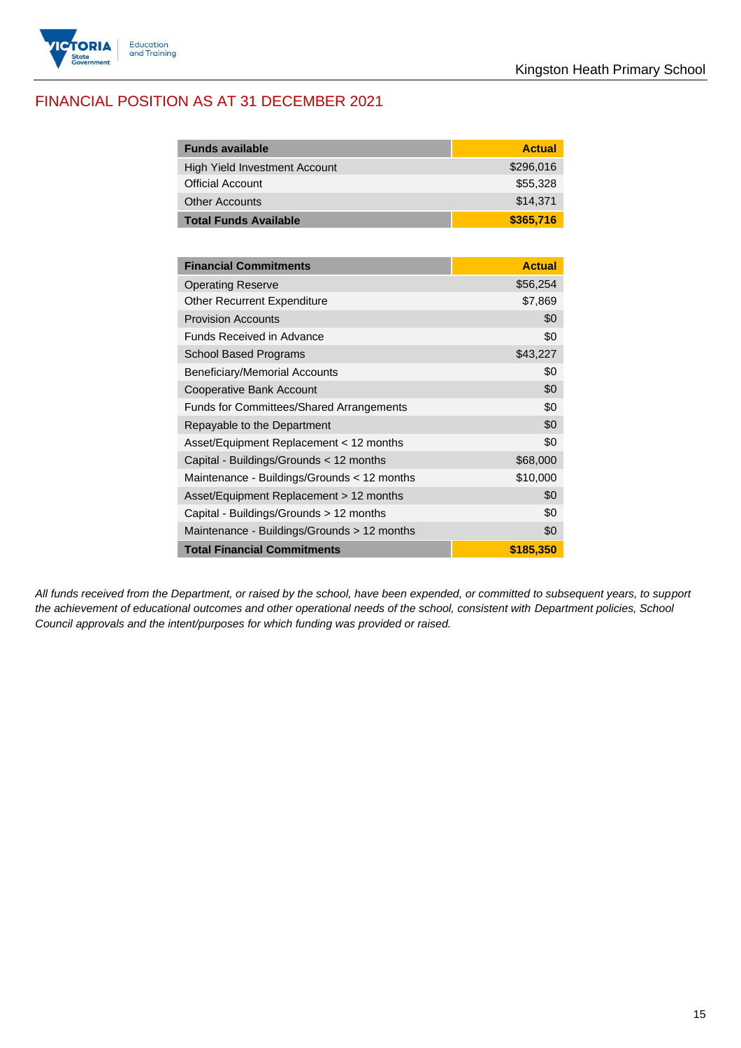# FINANCIAL POSITION AS AT 31 DECEMBER 2021

| Funds available | Actual |
|---|---|
| High Yield Investment Account | $296,016 |
| Official Account | $55,328 |
| Other Accounts | $14,371 |
| **Total Funds Available** | **$365,716** |

| Financial Commitments | Actual |
|---|---|
| Operating Reserve | $56,254 |
| Other Recurrent Expenditure | $7,869 |
| Provision Accounts | $0 |
| Funds Received in Advance | $0 |
| School Based Programs | $43,227 |
| Beneficiary/Memorial Accounts | $0 |
| Cooperative Bank Account | $0 |
| Funds for Committees/Shared Arrangements | $0 |
| Repayable to the Department | $0 |
| Asset/Equipment Replacement < 12 months | $0 |
| Capital - Buildings/Grounds < 12 months | $68,000 |
| Maintenance - Buildings/Grounds < 12 months | $10,000 |
| Asset/Equipment Replacement > 12 months | $0 |
| Capital - Buildings/Grounds > 12 months | $0 |
| Maintenance - Buildings/Grounds > 12 months | $0 |
| **Total Financial Commitments** | **$185,350** |

*All funds received from the Department, or raised by the school, have been expended, or committed to subsequent years, to support the achievement of educational outcomes and other operational needs of the school, consistent with Department policies, School Council approvals and the intent/purposes for which funding was provided or raised.*